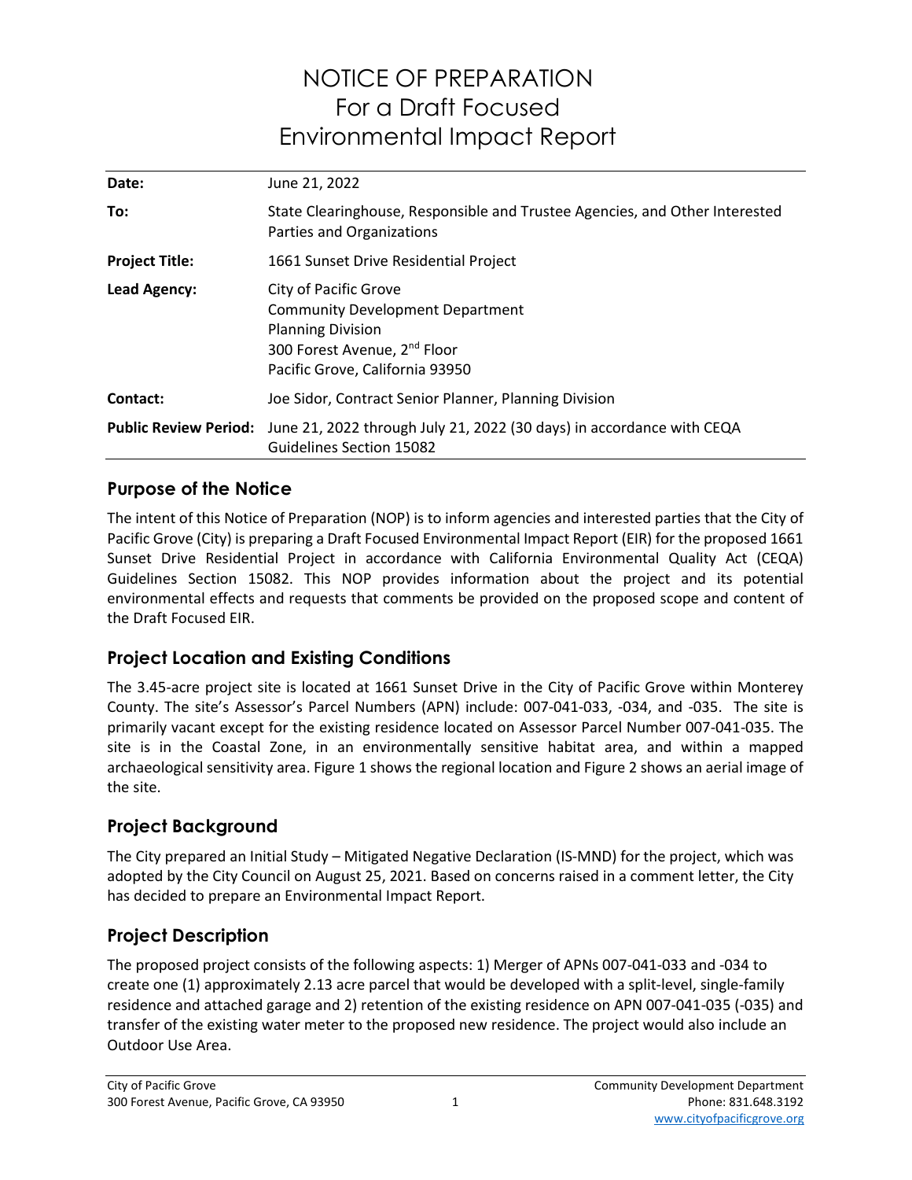# NOTICE OF PREPARATION
# For a Draft Focused Environmental Impact Report

| | |
|---|---|
| **Date:** | June 21, 2022 |
| **To:** | State Clearinghouse, Responsible and Trustee Agencies, and Other Interested Parties and Organizations |
| **Project Title:** | 1661 Sunset Drive Residential Project |
| **Lead Agency:** | City of Pacific Grove<br>Community Development Department<br>Planning Division<br>300 Forest Avenue, 2nd Floor<br>Pacific Grove, California 93950 |
| **Contact:** | Joe Sidor, Contract Senior Planner, Planning Division |
| **Public Review Period:** | June 21, 2022 through July 21, 2022 (30 days) in accordance with CEQA Guidelines Section 15082 |

## Purpose of the Notice

The intent of this Notice of Preparation (NOP) is to inform agencies and interested parties that the City of Pacific Grove (City) is preparing a Draft Focused Environmental Impact Report (EIR) for the proposed 1661 Sunset Drive Residential Project in accordance with California Environmental Quality Act (CEQA) Guidelines Section 15082. This NOP provides information about the project and its potential environmental effects and requests that comments be provided on the proposed scope and content of the Draft Focused EIR.

## Project Location and Existing Conditions

The 3.45-acre project site is located at 1661 Sunset Drive in the City of Pacific Grove within Monterey County. The site's Assessor's Parcel Numbers (APN) include: 007-041-033, -034, and -035. The site is primarily vacant except for the existing residence located on Assessor Parcel Number 007-041-035. The site is in the Coastal Zone, in an environmentally sensitive habitat area, and within a mapped archaeological sensitivity area. Figure 1 shows the regional location and Figure 2 shows an aerial image of the site.

## Project Background

The City prepared an Initial Study – Mitigated Negative Declaration (IS-MND) for the project, which was adopted by the City Council on August 25, 2021. Based on concerns raised in a comment letter, the City has decided to prepare an Environmental Impact Report.

## Project Description

The proposed project consists of the following aspects: 1) Merger of APNs 007-041-033 and -034 to create one (1) approximately 2.13 acre parcel that would be developed with a split-level, single-family residence and attached garage and 2) retention of the existing residence on APN 007-041-035 (-035) and transfer of the existing water meter to the proposed new residence. The project would also include an Outdoor Use Area.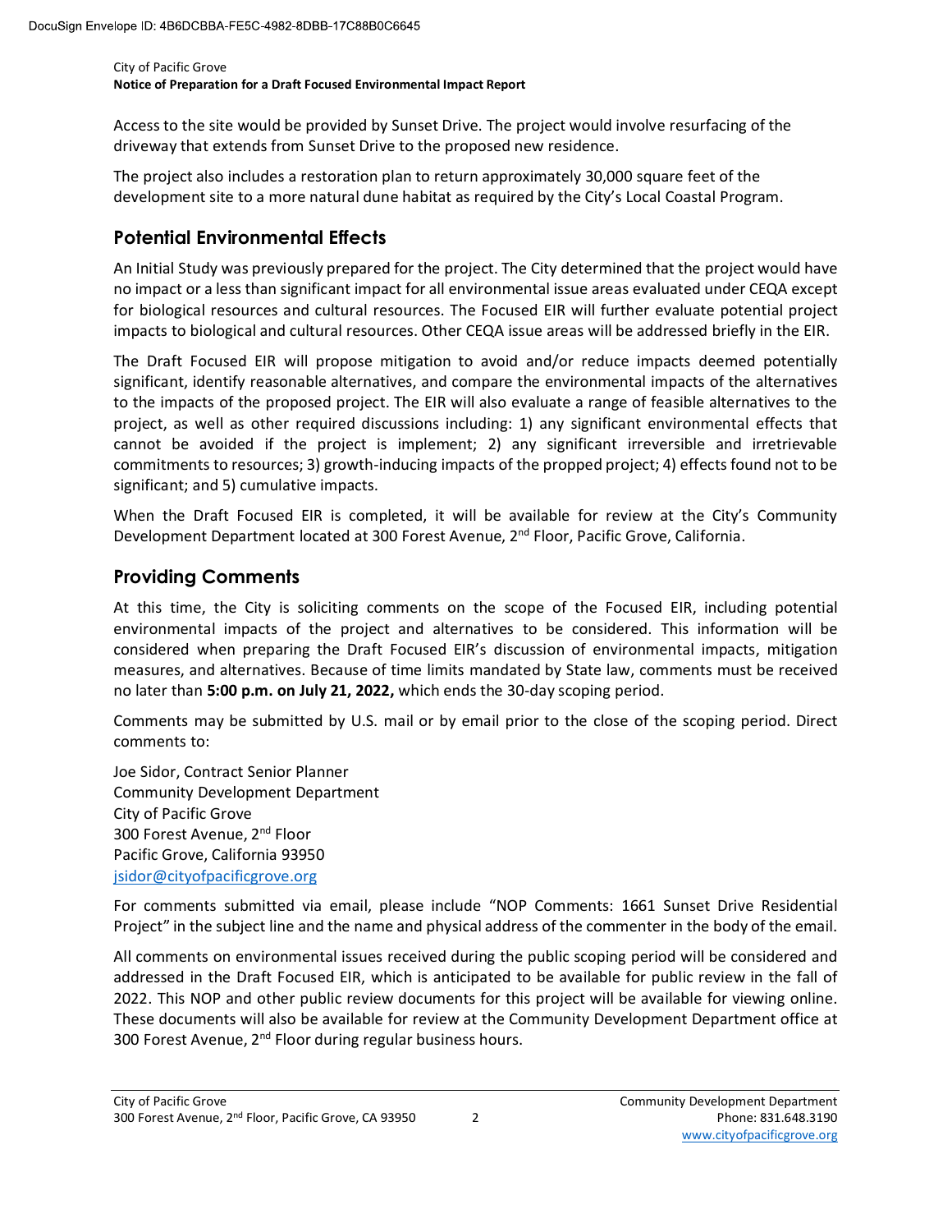Access to the site would be provided by Sunset Drive. The project would involve resurfacing of the driveway that extends from Sunset Drive to the proposed new residence.

The project also includes a restoration plan to return approximately 30,000 square feet of the development site to a more natural dune habitat as required by the City's Local Coastal Program.

## Potential Environmental Effects

An Initial Study was previously prepared for the project. The City determined that the project would have no impact or a less than significant impact for all environmental issue areas evaluated under CEQA except for biological resources and cultural resources. The Focused EIR will further evaluate potential project impacts to biological and cultural resources. Other CEQA issue areas will be addressed briefly in the EIR.

The Draft Focused EIR will propose mitigation to avoid and/or reduce impacts deemed potentially significant, identify reasonable alternatives, and compare the environmental impacts of the alternatives to the impacts of the proposed project. The EIR will also evaluate a range of feasible alternatives to the project, as well as other required discussions including: 1) any significant environmental effects that cannot be avoided if the project is implement; 2) any significant irreversible and irretrievable commitments to resources; 3) growth-inducing impacts of the propped project; 4) effects found not to be significant; and 5) cumulative impacts.

When the Draft Focused EIR is completed, it will be available for review at the City's Community Development Department located at 300 Forest Avenue, 2nd Floor, Pacific Grove, California.

## Providing Comments

At this time, the City is soliciting comments on the scope of the Focused EIR, including potential environmental impacts of the project and alternatives to be considered. This information will be considered when preparing the Draft Focused EIR's discussion of environmental impacts, mitigation measures, and alternatives. Because of time limits mandated by State law, comments must be received no later than **5:00 p.m. on July 21, 2022,** which ends the 30-day scoping period.

Comments may be submitted by U.S. mail or by email prior to the close of the scoping period. Direct comments to:

Joe Sidor, Contract Senior Planner
Community Development Department
City of Pacific Grove
300 Forest Avenue, 2nd Floor
Pacific Grove, California 93950
jsidor@cityofpacificgrove.org

For comments submitted via email, please include "NOP Comments: 1661 Sunset Drive Residential Project" in the subject line and the name and physical address of the commenter in the body of the email.

All comments on environmental issues received during the public scoping period will be considered and addressed in the Draft Focused EIR, which is anticipated to be available for public review in the fall of 2022. This NOP and other public review documents for this project will be available for viewing online. These documents will also be available for review at the Community Development Department office at 300 Forest Avenue, 2nd Floor during regular business hours.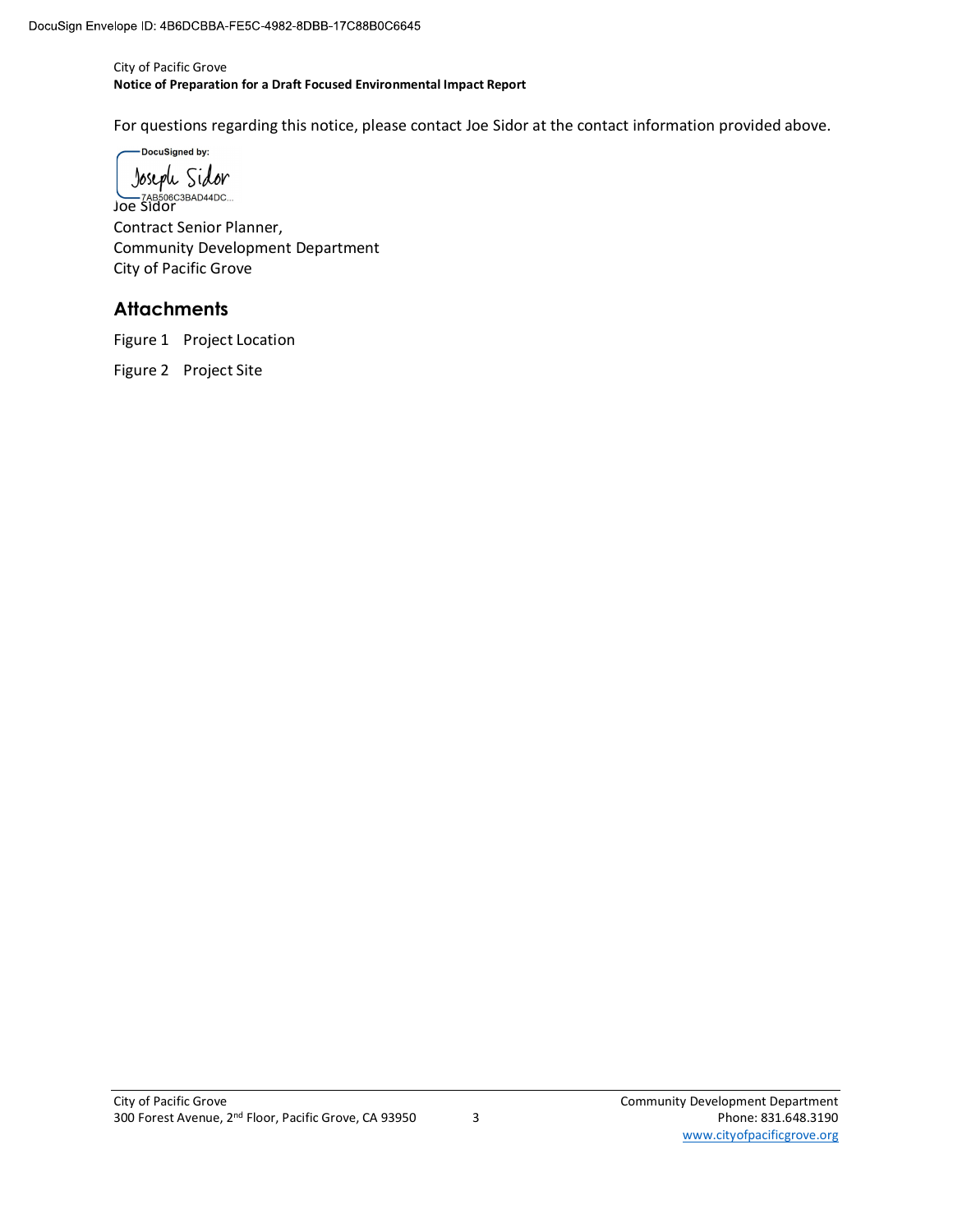For questions regarding this notice, please contact Joe Sidor at the contact information provided above.

Joe Sidor
Contract Senior Planner,
Community Development Department
City of Pacific Grove

## Attachments

Figure 1 Project Location

Figure 2 Project Site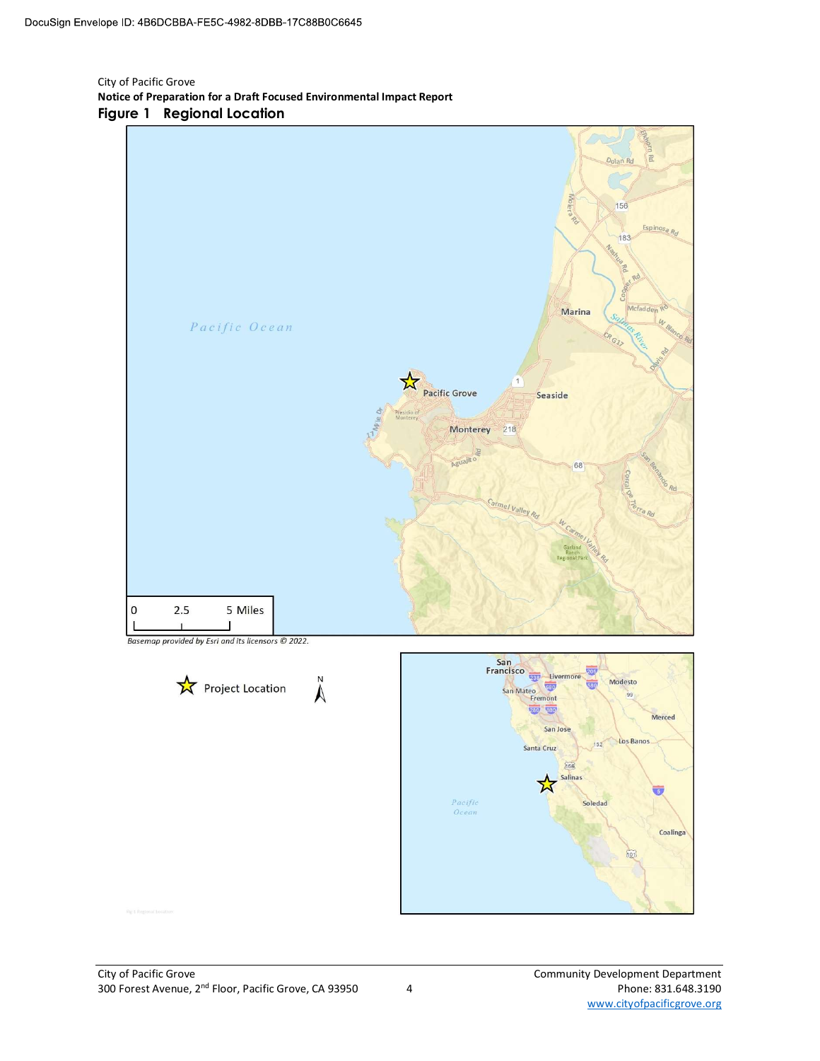City of Pacific Grove

**Notice of Preparation for a Draft Focused Environmental Impact Report**

## Figure 1 Regional Location

Basemap provided by Esri and its licensors © 2022.

☆ Project Location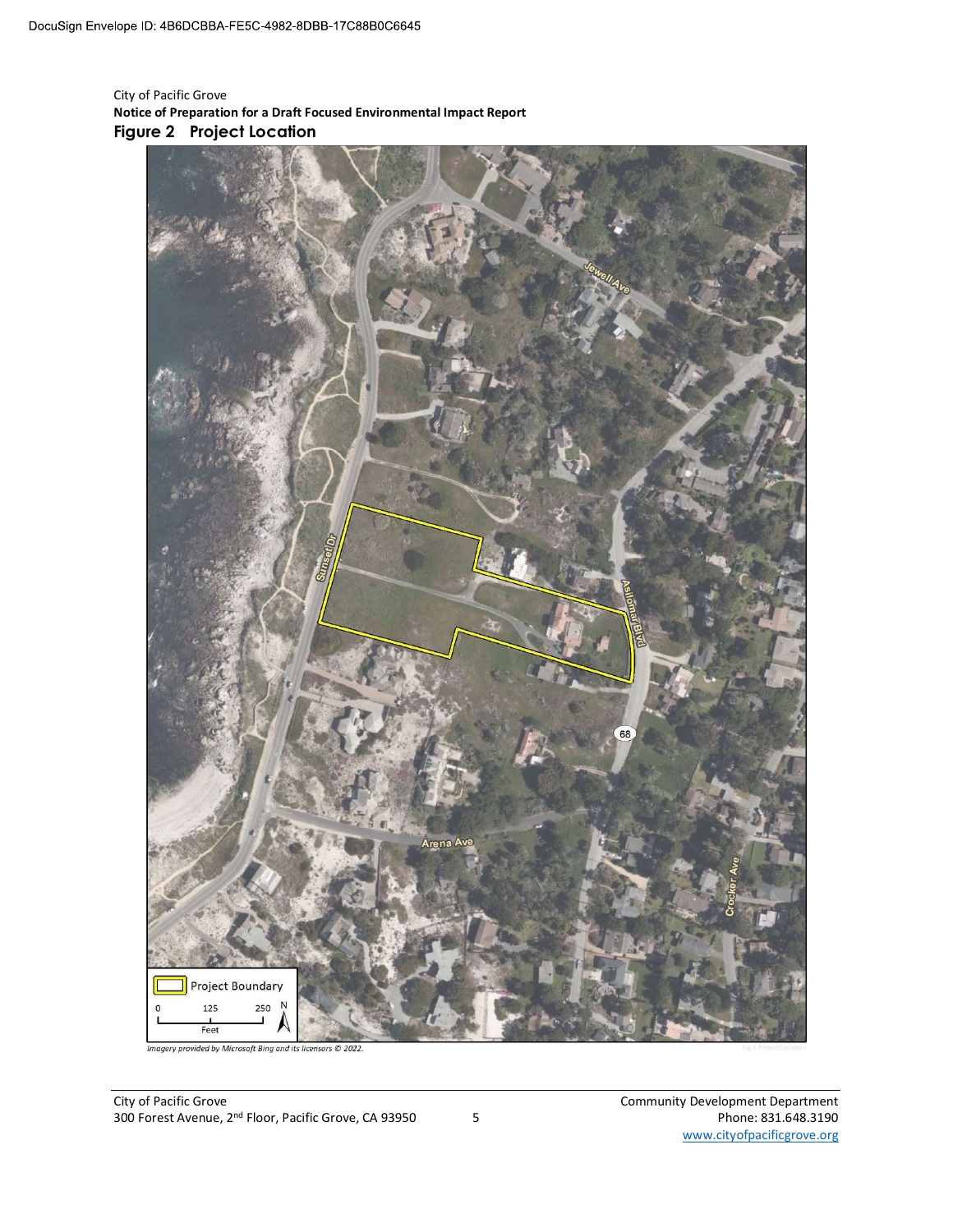DocuSign Envelope ID: 4B6DCBBA-FE5C-4982-8DBB-17C88B0C6645

City of Pacific Grove

**Notice of Preparation for a Draft Focused Environmental Impact Report**

## Figure 2 Project Location

Jewell Ave

Sunset Dr

Asilomar Blvd

68

Arena Ave

Crocker Ave

Project Boundary

0 125 250

Feet

N

*Imagery provided by Microsoft Bing and its licensors © 2022.*

City of Pacific Grove
300 Forest Avenue, 2nd Floor, Pacific Grove, CA 93950

Community Development Department
Phone: 831.648.3190
www.cityofpacificgrove.org